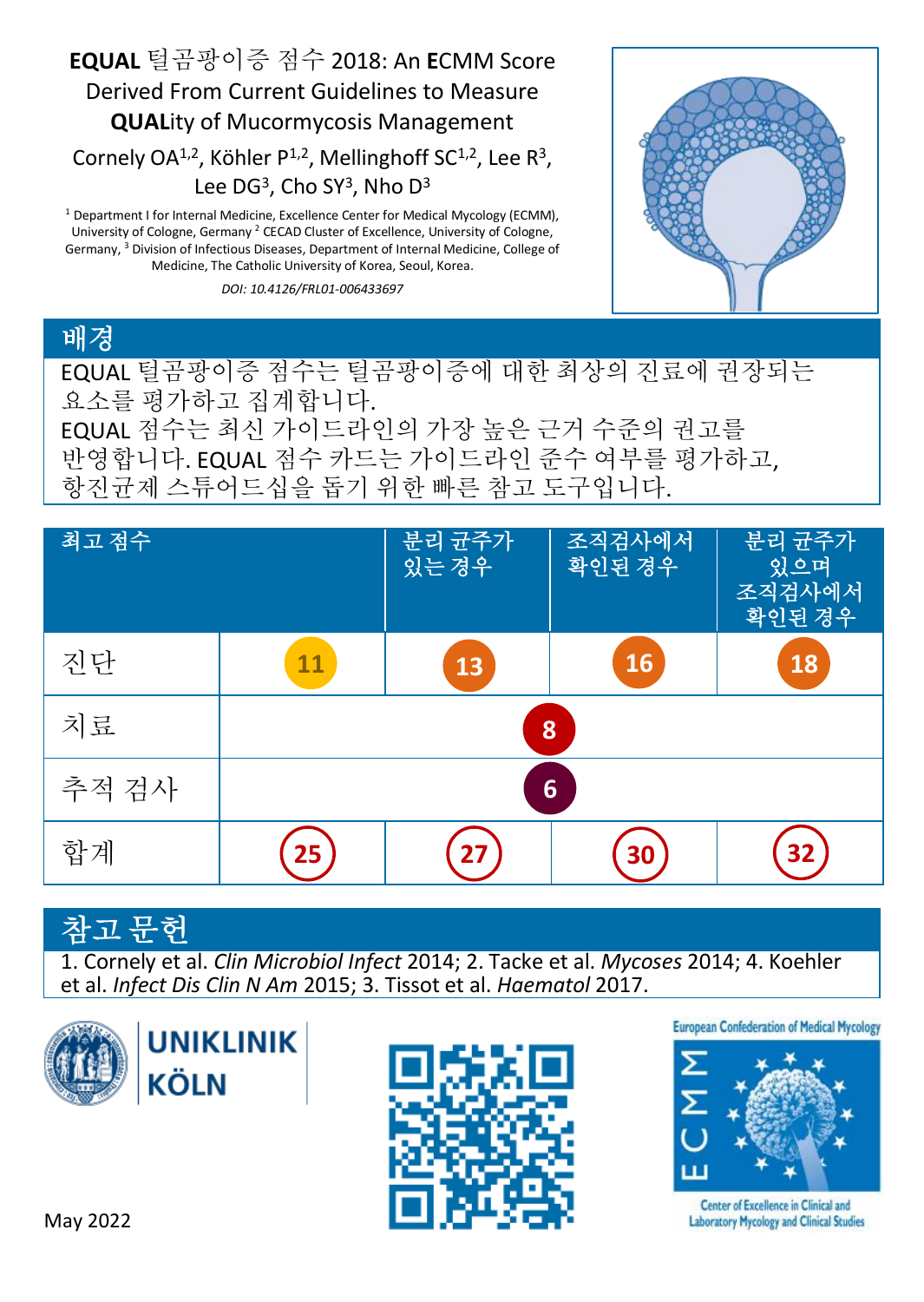# **EQUAL** 털곰팡이증 점수 2018: An **E**CMM Score Derived From Current Guidelines to Measure **QUAL**ity of Mucormycosis Management

Cornely OA[1,2], Köhler P[1,2], Mellinghoff SC[1,2], Lee R[3], Lee DG[3], Cho SY[3], Nho D[3]

[1] Department I for Internal Medicine, Excellence Center for Medical Mycology (ECMM), University of Cologne, Germany [2] CECAD Cluster of Excellence, University of Cologne, Germany, [3] Division of Infectious Diseases, Department of Internal Medicine, College of Medicine, The Catholic University of Korea, Seoul, Korea.

*DOI: 10.4126/FRL01-006433697*

## 배경

EQUAL 털곰팡이증 점수는 털곰팡이증에 대한 최상의 진료에 권장되는 요소를 평가하고 집계합니다.
EQUAL 점수는 최신 가이드라인의 가장 높은 근거 수준의 권고를 반영합니다. EQUAL 점수 카드는 가이드라인 준수 여부를 평가하고, 항진균제 스튜어드십을 돕기 위한 빠른 참고 도구입니다.

| 최고 점수 | | 분리 균주가 있는 경우 | 조직검사에서 확인된 경우 | 분리 균주가 있으며 조직검사에서 확인된 경우 |
|---|---|---|---|---|
| 진단 | 11 | 13 | 16 | 18 |
| 치료 | 8 | | | |
| 추적 검사 | 6 | | | |
| 합계 | 25 | 27 | 30 | 32 |

## 참고 문헌

1. Cornely et al. *Clin Microbiol Infect* 2014; 2. Tacke et al. *Mycoses* 2014; 4. Koehler et al. *Infect Dis Clin N Am* 2015; 3. Tissot et al. *Haematol* 2017.

UNIKLINIK KÖLN

European Confederation of Medical Mycology

ECMM

Center of Excellence in Clinical and Laboratory Mycology and Clinical Studies

May 2022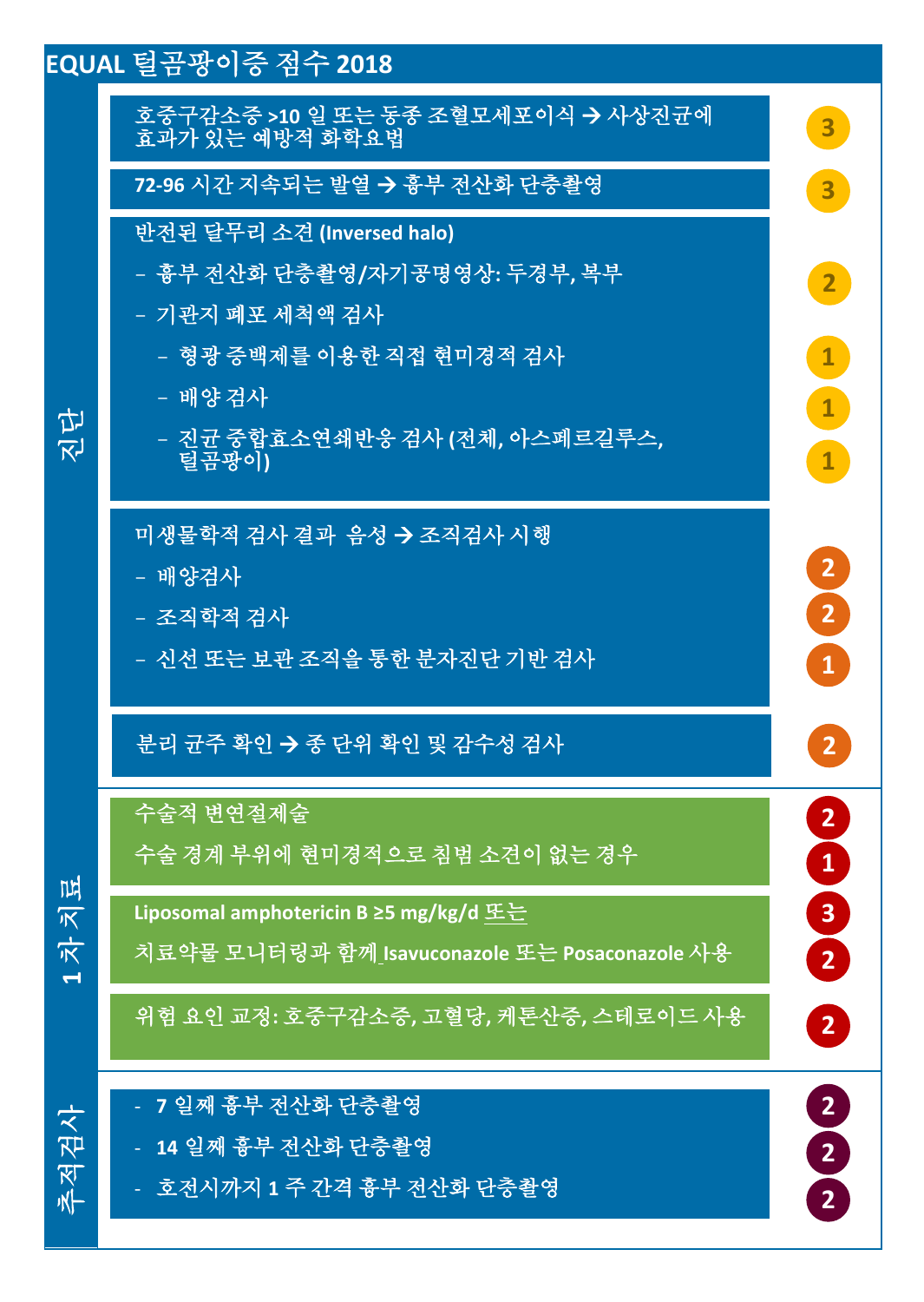# EQUAL 털곰팡이증 점수 2018

| | | |
|---|---|---|
| **진단** | 호중구감소증 >10 일 또는 동종 조혈모세포이식 → 사상진균에 효과가 있는 예방적 화학요법 | 3 |
| | 72-96 시간 지속되는 발열 → 흉부 전산화 단층촬영 | 3 |
| | 반전된 달무리 소견 (Inversed halo) | |
| | – 흉부 전산화 단층촬영/자기공명영상: 두경부, 복부 | 2 |
| | – 기관지 폐포 세척액 검사 | |
| | – 형광 증백제를 이용한 직접 현미경적 검사 | 1 |
| | – 배양 검사 | 1 |
| | – 진균 중합효소연쇄반응 검사 (전체, 아스페르길루스, 털곰팡이) | 1 |
| | 미생물학적 검사 결과 음성 → 조직검사 시행 | |
| | – 배양검사 | 2 |
| | – 조직학적 검사 | 2 |
| | – 신선 또는 보관 조직을 통한 분자진단 기반 검사 | 1 |
| | 분리 균주 확인 → 종 단위 확인 및 감수성 검사 | 2 |
| **1 차 치료** | 수술적 변연절제술 | 2 |
| | 수술 경계 부위에 현미경적으로 침범 소견이 없는 경우 | 1 |
| | Liposomal amphotericin B ≥5 mg/kg/d 또는 | 3 |
| | 치료약물 모니터링과 함께 Isavuconazole 또는 Posaconazole 사용 | 2 |
| | 위험 요인 교정: 호중구감소증, 고혈당, 케톤산증, 스테로이드 사용 | 2 |
| **추적검사** | - 7 일째 흉부 전산화 단층촬영 | 2 |
| | - 14 일째 흉부 전산화 단층촬영 | 2 |
| | - 호전시까지 1 주 간격 흉부 전산화 단층촬영 | 2 |